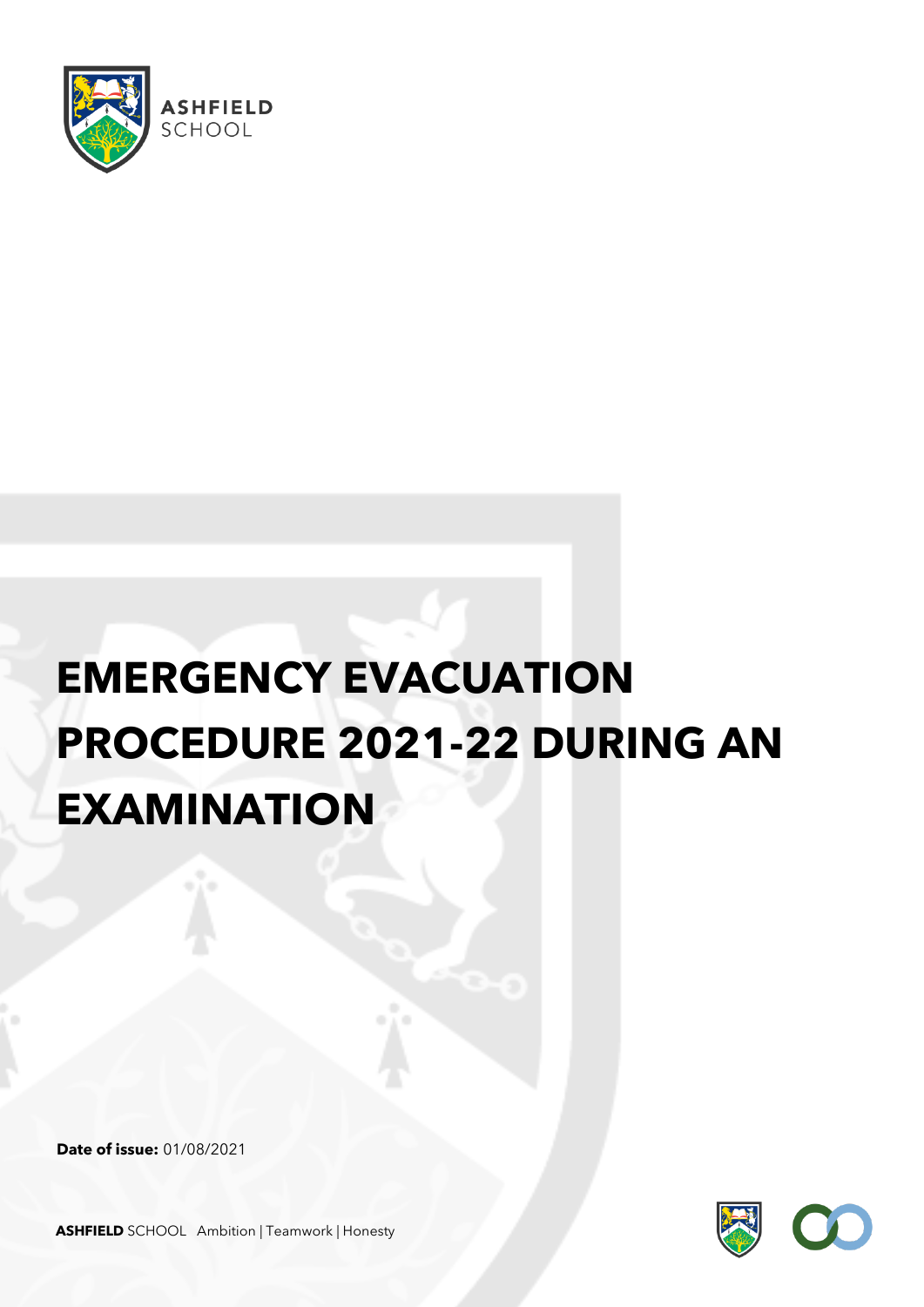ASHFIELD SCHOOL

# EMERGENCY EVACUATION PROCEDURE 2021-22 DURING AN EXAMINATION

**Date of issue:** 01/08/2021

**ASHFIELD** SCHOOL Ambition | Teamwork | Honesty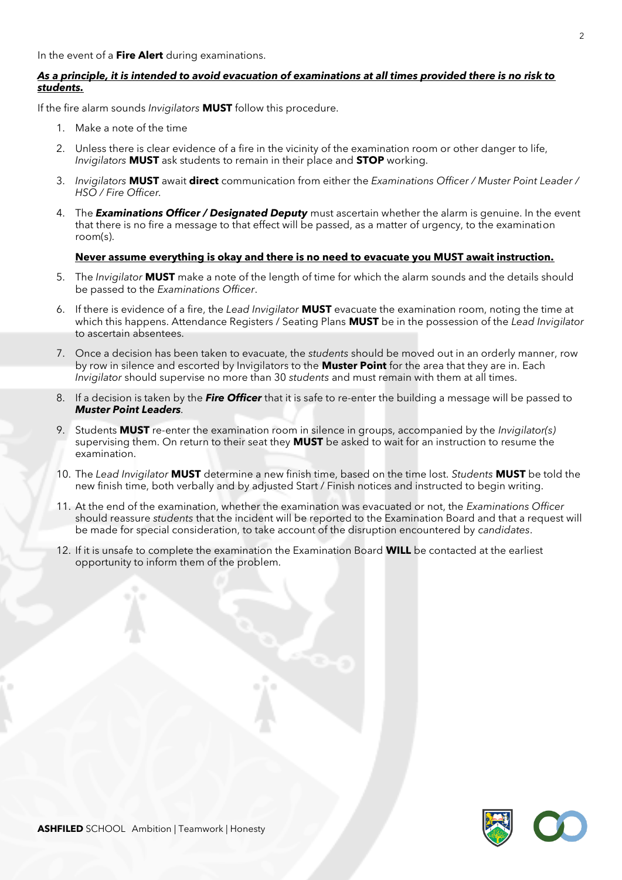In the event of a **Fire Alert** during examinations.

***As a principle, it is intended to avoid evacuation of examinations at all times provided there is no risk to students.***

If the fire alarm sounds *Invigilators* **MUST** follow this procedure.

1. Make a note of the time
2. Unless there is clear evidence of a fire in the vicinity of the examination room or other danger to life, *Invigilators* **MUST** ask students to remain in their place and **STOP** working.
3. *Invigilators* **MUST** await **direct** communication from either the *Examinations Officer / Muster Point Leader / HSO / Fire Officer*.
4. The ***Examinations Officer / Designated Deputy*** must ascertain whether the alarm is genuine. In the event that there is no fire a message to that effect will be passed, as a matter of urgency, to the examination room(s).

   **Never assume everything is okay and there is no need to evacuate you MUST await instruction.**

5. The *Invigilator* **MUST** make a note of the length of time for which the alarm sounds and the details should be passed to the *Examinations Officer*.
6. If there is evidence of a fire, the *Lead Invigilator* **MUST** evacuate the examination room, noting the time at which this happens. Attendance Registers / Seating Plans **MUST** be in the possession of the *Lead Invigilator* to ascertain absentees.
7. Once a decision has been taken to evacuate, the *students* should be moved out in an orderly manner, row by row in silence and escorted by Invigilators to the **Muster Point** for the area that they are in. Each *Invigilator* should supervise no more than 30 *students* and must remain with them at all times.
8. If a decision is taken by the ***Fire Officer*** that it is safe to re-enter the building a message will be passed to ***Muster Point Leaders***.
9. Students **MUST** re-enter the examination room in silence in groups, accompanied by the *Invigilator(s)* supervising them. On return to their seat they **MUST** be asked to wait for an instruction to resume the examination.
10. The *Lead Invigilator* **MUST** determine a new finish time, based on the time lost. *Students* **MUST** be told the new finish time, both verbally and by adjusted Start / Finish notices and instructed to begin writing.
11. At the end of the examination, whether the examination was evacuated or not, the *Examinations Officer* should reassure *students* that the incident will be reported to the Examination Board and that a request will be made for special consideration, to take account of the disruption encountered by *candidates*.
12. If it is unsafe to complete the examination the Examination Board **WILL** be contacted at the earliest opportunity to inform them of the problem.